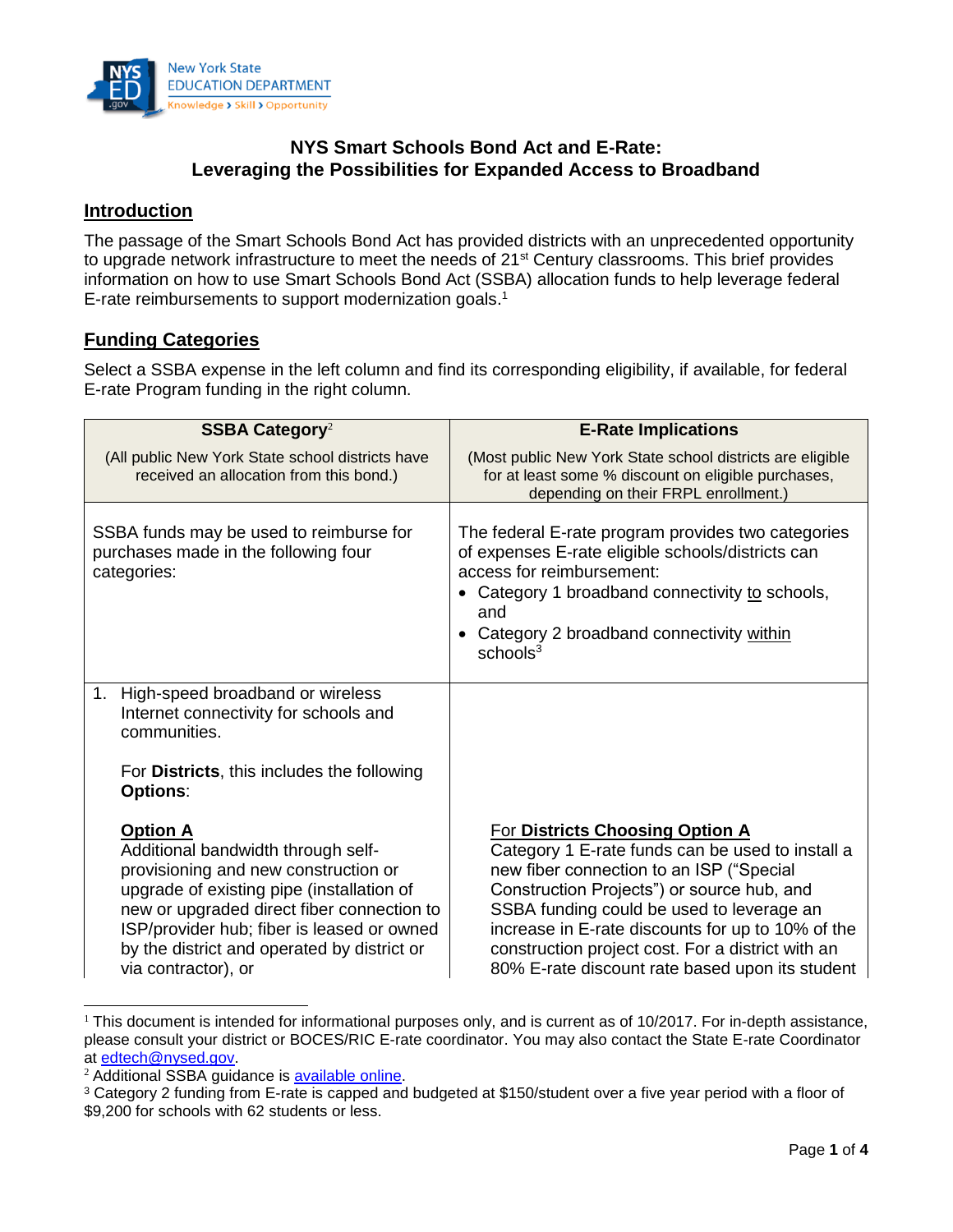# NYS Smart Schools Bond Act and E-Rate: Leveraging the Possibilities for Expanded Access to Broadband

## Introduction

The passage of the Smart Schools Bond Act has provided districts with an unprecedented opportunity to upgrade network infrastructure to meet the needs of 21st Century classrooms. This brief provides information on how to use Smart Schools Bond Act (SSBA) allocation funds to help leverage federal E-rate reimbursements to support modernization goals.[1]

## Funding Categories

Select a SSBA expense in the left column and find its corresponding eligibility, if available, for federal E-rate Program funding in the right column.

| **SSBA Category**[2]<br><br>(All public New York State school districts have received an allocation from this bond.) | **E-Rate Implications**<br><br>(Most public New York State school districts are eligible for at least some % discount on eligible purchases, depending on their FRPL enrollment.) |
|---|---|
| SSBA funds may be used to reimburse for purchases made in the following four categories: | The federal E-rate program provides two categories of expenses E-rate eligible schools/districts can access for reimbursement:<br>• Category 1 broadband connectivity to schools, and<br>• Category 2 broadband connectivity within schools[3] |
| 1. High-speed broadband or wireless Internet connectivity for schools and communities.<br><br>For **Districts**, this includes the following **Options**:<br><br>**Option A**<br>Additional bandwidth through self-provisioning and new construction or upgrade of existing pipe (installation of new or upgraded direct fiber connection to ISP/provider hub; fiber is leased or owned by the district and operated by district or via contractor), or | For **Districts Choosing Option A**<br>Category 1 E-rate funds can be used to install a new fiber connection to an ISP ("Special Construction Projects") or source hub, and SSBA funding could be used to leverage an increase in E-rate discounts for up to 10% of the construction project cost. For a district with an 80% E-rate discount rate based upon its student |

[1] This document is intended for informational purposes only, and is current as of 10/2017. For in-depth assistance, please consult your district or BOCES/RIC E-rate coordinator. You may also contact the State E-rate Coordinator at edtech@nysed.gov.

[2] Additional SSBA guidance is available online.

[3] Category 2 funding from E-rate is capped and budgeted at $150/student over a five year period with a floor of $9,200 for schools with 62 students or less.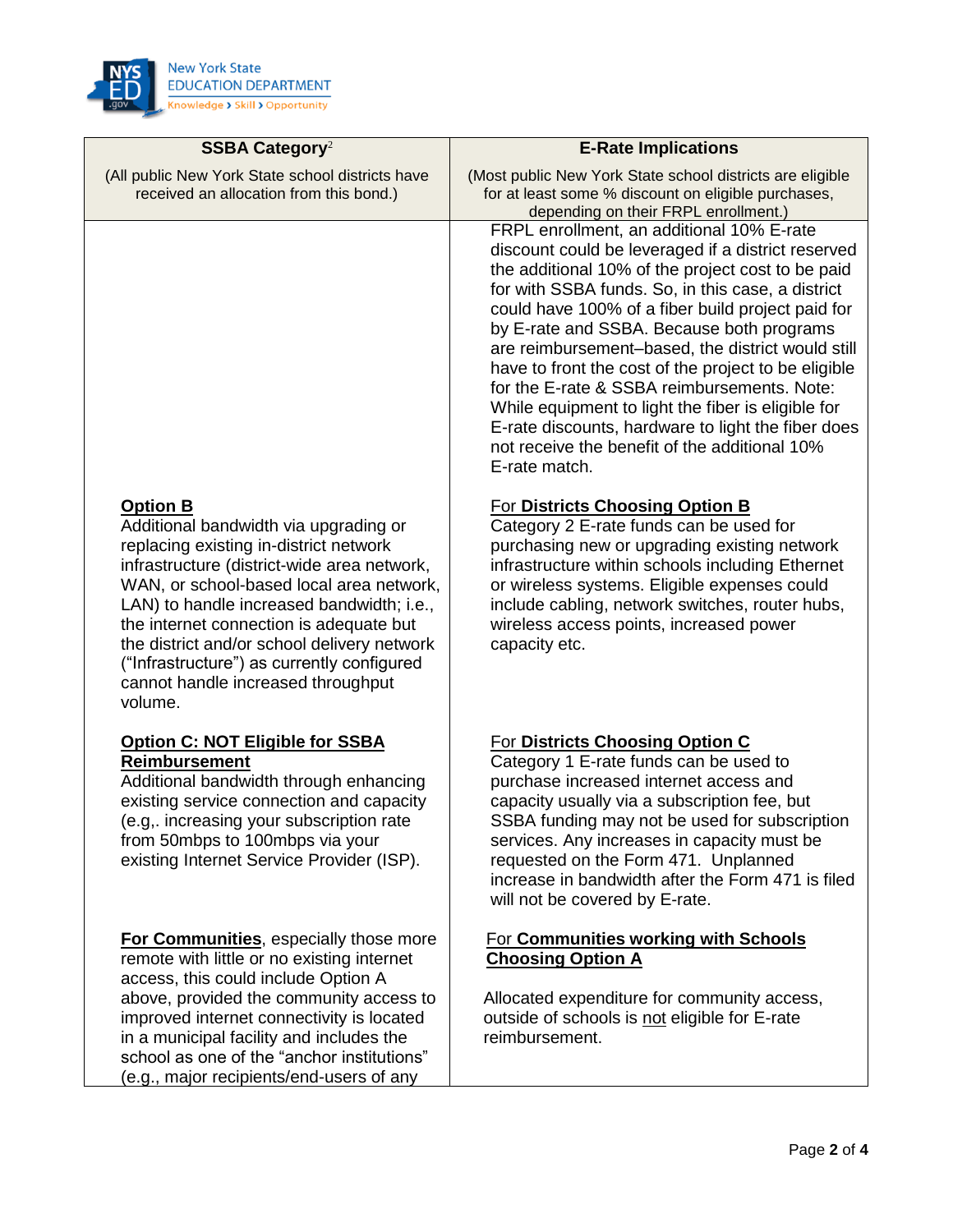| SSBA Category[2] (All public New York State school districts have received an allocation from this bond.) | E-Rate Implications (Most public New York State school districts are eligible for at least some % discount on eligible purchases, depending on their FRPL enrollment.) |
|---|---|
| | FRPL enrollment, an additional 10% E-rate discount could be leveraged if a district reserved the additional 10% of the project cost to be paid for with SSBA funds. So, in this case, a district could have 100% of a fiber build project paid for by E-rate and SSBA. Because both programs are reimbursement–based, the district would still have to front the cost of the project to be eligible for the E-rate & SSBA reimbursements. Note: While equipment to light the fiber is eligible for E-rate discounts, hardware to light the fiber does not receive the benefit of the additional 10% E-rate match. |
| **<u>Option B</u>**<br>Additional bandwidth via upgrading or replacing existing in-district network infrastructure (district-wide area network, WAN, or school-based local area network, LAN) to handle increased bandwidth; i.e., the internet connection is adequate but the district and/or school delivery network ("Infrastructure") as currently configured cannot handle increased throughput volume. | <u>For **Districts Choosing Option B**</u><br>Category 2 E-rate funds can be used for purchasing new or upgrading existing network infrastructure within schools including Ethernet or wireless systems. Eligible expenses could include cabling, network switches, router hubs, wireless access points, increased power capacity etc. |
| **<u>Option C: NOT Eligible for SSBA Reimbursement</u>**<br>Additional bandwidth through enhancing existing service connection and capacity (e.g,. increasing your subscription rate from 50mbps to 100mbps via your existing Internet Service Provider (ISP). | <u>For **Districts Choosing Option C**</u><br>Category 1 E-rate funds can be used to purchase increased internet access and capacity usually via a subscription fee, but SSBA funding may not be used for subscription services. Any increases in capacity must be requested on the Form 471. Unplanned increase in bandwidth after the Form 471 is filed will not be covered by E-rate. |
| **<u>For Communities</u>**, especially those more remote with little or no existing internet access, this could include Option A above, provided the community access to improved internet connectivity is located in a municipal facility and includes the school as one of the "anchor institutions" (e.g., major recipients/end-users of any | <u>For **Communities working with Schools Choosing Option A**</u><br><br>Allocated expenditure for community access, outside of schools is <u>not</u> eligible for E-rate reimbursement. |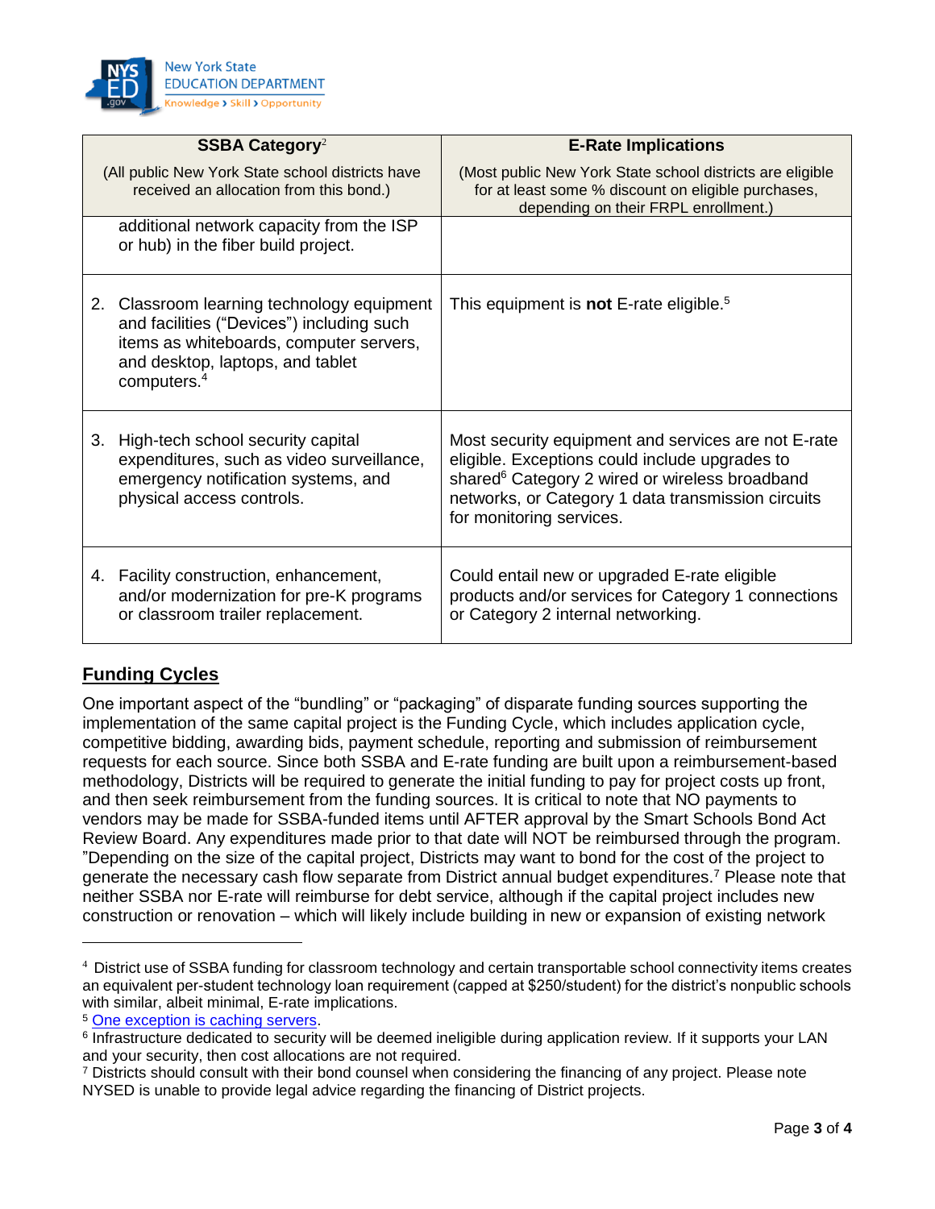| SSBA Category[2] (All public New York State school districts have received an allocation from this bond.) | E-Rate Implications (Most public New York State school districts are eligible for at least some % discount on eligible purchases, depending on their FRPL enrollment.) |
|---|---|
| additional network capacity from the ISP or hub) in the fiber build project. | |
| 2. Classroom learning technology equipment and facilities ("Devices") including such items as whiteboards, computer servers, and desktop, laptops, and tablet computers.[4] | This equipment is **not** E-rate eligible.[5] |
| 3. High-tech school security capital expenditures, such as video surveillance, emergency notification systems, and physical access controls. | Most security equipment and services are not E-rate eligible. Exceptions could include upgrades to shared[6] Category 2 wired or wireless broadband networks, or Category 1 data transmission circuits for monitoring services. |
| 4. Facility construction, enhancement, and/or modernization for pre-K programs or classroom trailer replacement. | Could entail new or upgraded E-rate eligible products and/or services for Category 1 connections or Category 2 internal networking. |

## Funding Cycles

One important aspect of the "bundling" or "packaging" of disparate funding sources supporting the implementation of the same capital project is the Funding Cycle, which includes application cycle, competitive bidding, awarding bids, payment schedule, reporting and submission of reimbursement requests for each source. Since both SSBA and E-rate funding are built upon a reimbursement-based methodology, Districts will be required to generate the initial funding to pay for project costs up front, and then seek reimbursement from the funding sources. It is critical to note that NO payments to vendors may be made for SSBA-funded items until AFTER approval by the Smart Schools Bond Act Review Board. Any expenditures made prior to that date will NOT be reimbursed through the program. "Depending on the size of the capital project, Districts may want to bond for the cost of the project to generate the necessary cash flow separate from District annual budget expenditures.[7] Please note that neither SSBA nor E-rate will reimburse for debt service, although if the capital project includes new construction or renovation – which will likely include building in new or expansion of existing network

---

[4] District use of SSBA funding for classroom technology and certain transportable school connectivity items creates an equivalent per-student technology loan requirement (capped at $250/student) for the district's nonpublic schools with similar, albeit minimal, E-rate implications.

[5] One exception is caching servers.

[6] Infrastructure dedicated to security will be deemed ineligible during application review. If it supports your LAN and your security, then cost allocations are not required.

[7] Districts should consult with their bond counsel when considering the financing of any project. Please note NYSED is unable to provide legal advice regarding the financing of District projects.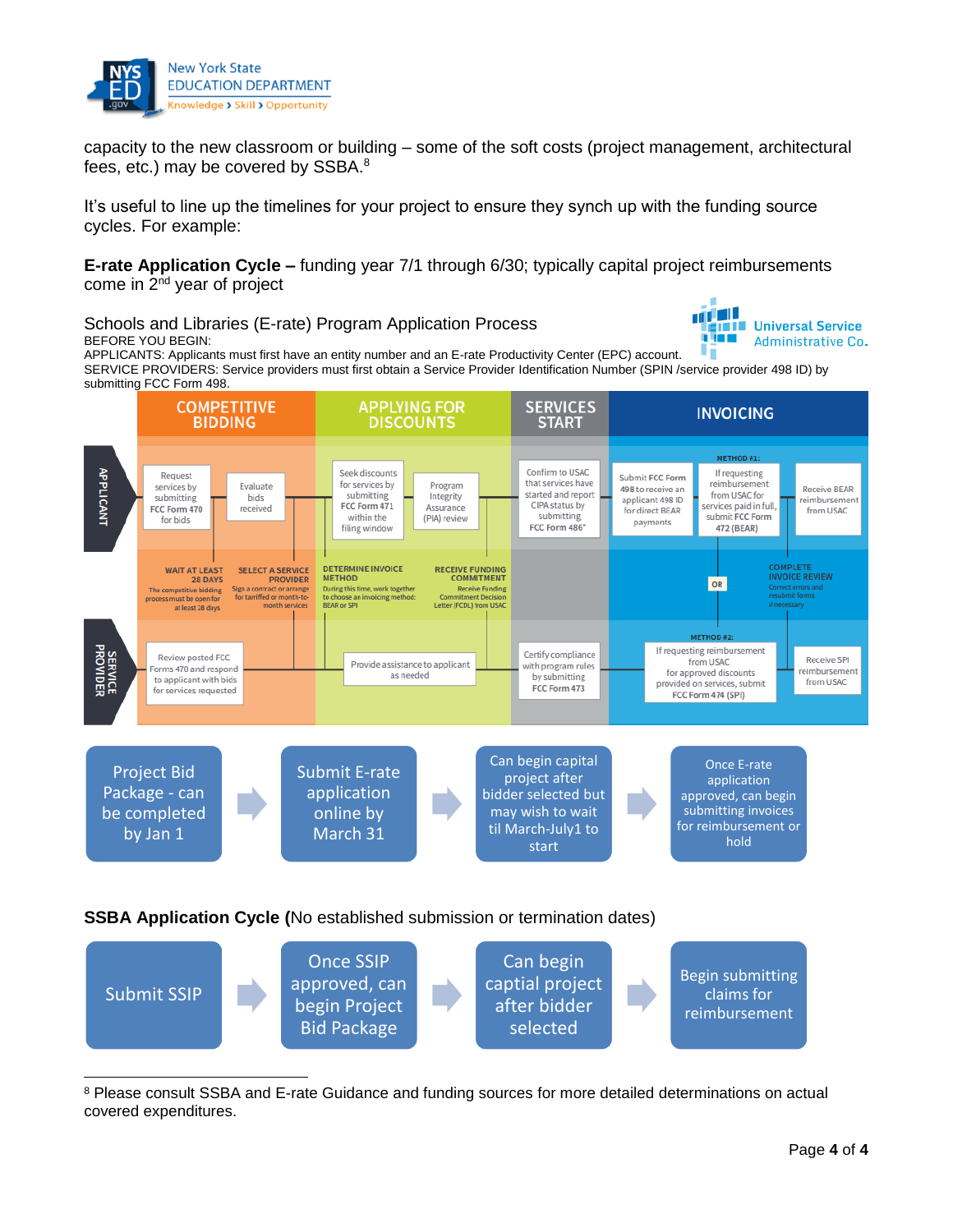capacity to the new classroom or building – some of the soft costs (project management, architectural fees, etc.) may be covered by SSBA.[8]

It's useful to line up the timelines for your project to ensure they synch up with the funding source cycles. For example:

**E-rate Application Cycle –** funding year 7/1 through 6/30; typically capital project reimbursements come in 2nd year of project

Schools and Libraries (E-rate) Program Application Process

Universal Service Administrative Co.

BEFORE YOU BEGIN:
APPLICANTS: Applicants must first have an entity number and an E-rate Productivity Center (EPC) account.
SERVICE PROVIDERS: Service providers must first obtain a Service Provider Identification Number (SPIN /service provider 498 ID) by submitting FCC Form 498.

COMPETITIVE BIDDING

APPLYING FOR DISCOUNTS

SERVICES START

INVOICING

APPLICANT

Request services by submitting FCC Form 470 for bids

Evaluate bids received

Seek discounts for services by submitting FCC Form 471 within the filing window

Program Integrity Assurance (PIA) review

Confirm to USAC that services have started and report CIPA status by submitting FCC Form 486*

METHOD #1:

Submit FCC Form 498 to receive an applicant 498 ID for direct BEAR payments

If requesting reimbursement from USAC for services paid in full, submit FCC Form 472 (BEAR)

Receive BEAR reimbursement from USAC

WAIT AT LEAST 28 DAYS
The competitive bidding process must be open for at least 28 days

SELECT A SERVICE PROVIDER
Sign a contract or arrange for tariffed or month-to-month services

DETERMINE INVOICE METHOD
During this time, work together to choose an invoicing method: BEAR or SPI

RECEIVE FUNDING COMMITMENT
Receive Funding Commitment Decision Letter (FCDL) from USAC

OR

COMPLETE INVOICE REVIEW
Correct errors and resubmit forms if necessary

METHOD #2:

SERVICE PROVIDER

Review posted FCC Forms 470 and respond to applicant with bids for services requested

Provide assistance to applicant as needed

Certify compliance with program rules by submitting FCC Form 473

If requesting reimbursement from USAC for approved discounts provided on services, submit FCC Form 474 (SPI)

Receive SPI reimbursement from USAC

Project Bid Package - can be completed by Jan 1 → Submit E-rate application online by March 31 → Can begin capital project after bidder selected but may wish to wait til March-July1 to start → Once E-rate application approved, can begin submitting invoices for reimbursement or hold

**SSBA Application Cycle (**No established submission or termination dates)

Submit SSIP → Once SSIP approved, can begin Project Bid Package → Can begin captial project after bidder selected → Begin submitting claims for reimbursement

---

[8] Please consult SSBA and E-rate Guidance and funding sources for more detailed determinations on actual covered expenditures.